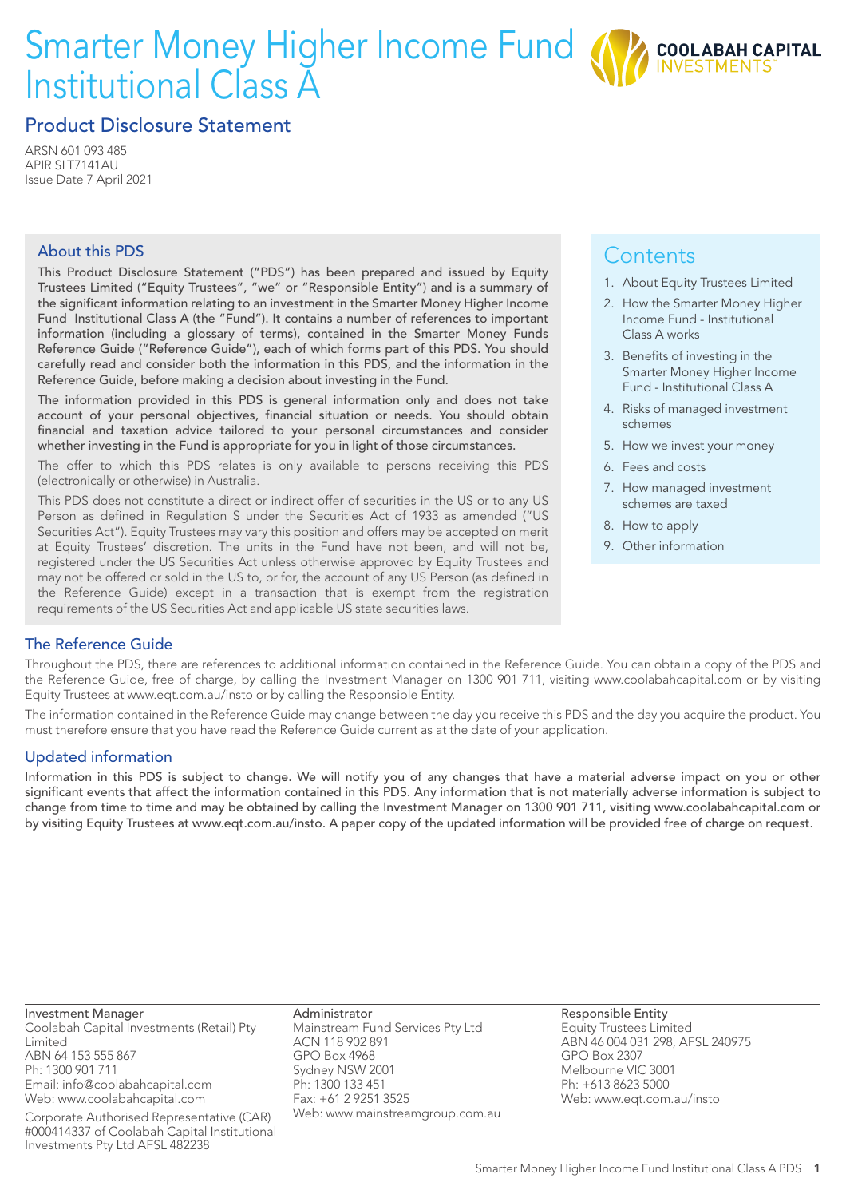# Smarter Money Higher Income Fund Institutional Class A

COOLABAH CAPITAL INVESTMENTS™

## Product Disclosure Statement

ARSN 601 093 485
APIR SLT7141AU
Issue Date 7 April 2021

### About this PDS

**This Product Disclosure Statement ("PDS") has been prepared and issued by Equity Trustees Limited ("Equity Trustees", "we" or "Responsible Entity") and is a summary of the significant information relating to an investment in the Smarter Money Higher Income Fund Institutional Class A (the "Fund"). It contains a number of references to important information (including a glossary of terms), contained in the Smarter Money Funds Reference Guide ("Reference Guide"), each of which forms part of this PDS. You should carefully read and consider both the information in this PDS, and the information in the Reference Guide, before making a decision about investing in the Fund.**

**The information provided in this PDS is general information only and does not take account of your personal objectives, financial situation or needs. You should obtain financial and taxation advice tailored to your personal circumstances and consider whether investing in the Fund is appropriate for you in light of those circumstances.**

The offer to which this PDS relates is only available to persons receiving this PDS (electronically or otherwise) in Australia.

This PDS does not constitute a direct or indirect offer of securities in the US or to any US Person as defined in Regulation S under the Securities Act of 1933 as amended ("US Securities Act"). Equity Trustees may vary this position and offers may be accepted on merit at Equity Trustees' discretion. The units in the Fund have not been, and will not be, registered under the US Securities Act unless otherwise approved by Equity Trustees and may not be offered or sold in the US to, or for, the account of any US Person (as defined in the Reference Guide) except in a transaction that is exempt from the registration requirements of the US Securities Act and applicable US state securities laws.

### Contents

1. About Equity Trustees Limited
2. How the Smarter Money Higher Income Fund - Institutional Class A works
3. Benefits of investing in the Smarter Money Higher Income Fund - Institutional Class A
4. Risks of managed investment schemes
5. How we invest your money
6. Fees and costs
7. How managed investment schemes are taxed
8. How to apply
9. Other information

### The Reference Guide

Throughout the PDS, there are references to additional information contained in the Reference Guide. You can obtain a copy of the PDS and the Reference Guide, free of charge, by calling the Investment Manager on 1300 901 711, visiting www.coolabahcapital.com or by visiting Equity Trustees at www.eqt.com.au/insto or by calling the Responsible Entity.

The information contained in the Reference Guide may change between the day you receive this PDS and the day you acquire the product. You must therefore ensure that you have read the Reference Guide current as at the date of your application.

### Updated information

**Information in this PDS is subject to change. We will notify you of any changes that have a material adverse impact on you or other significant events that affect the information contained in this PDS. Any information that is not materially adverse information is subject to change from time to time and may be obtained by calling the Investment Manager on 1300 901 711, visiting www.coolabahcapital.com or by visiting Equity Trustees at www.eqt.com.au/insto. A paper copy of the updated information will be provided free of charge on request.**

**Investment Manager**
Coolabah Capital Investments (Retail) Pty Limited
ABN 64 153 555 867
Ph: 1300 901 711
Email: info@coolabahcapital.com
Web: www.coolabahcapital.com

Corporate Authorised Representative (CAR) #000414337 of Coolabah Capital Institutional Investments Pty Ltd AFSL 482238

**Administrator**
Mainstream Fund Services Pty Ltd
ACN 118 902 891
GPO Box 4968
Sydney NSW 2001
Ph: 1300 133 451
Fax: +61 2 9251 3525
Web: www.mainstreamgroup.com.au

**Responsible Entity**
Equity Trustees Limited
ABN 46 004 031 298, AFSL 240975
GPO Box 2307
Melbourne VIC 3001
Ph: +613 8623 5000
Web: www.eqt.com.au/insto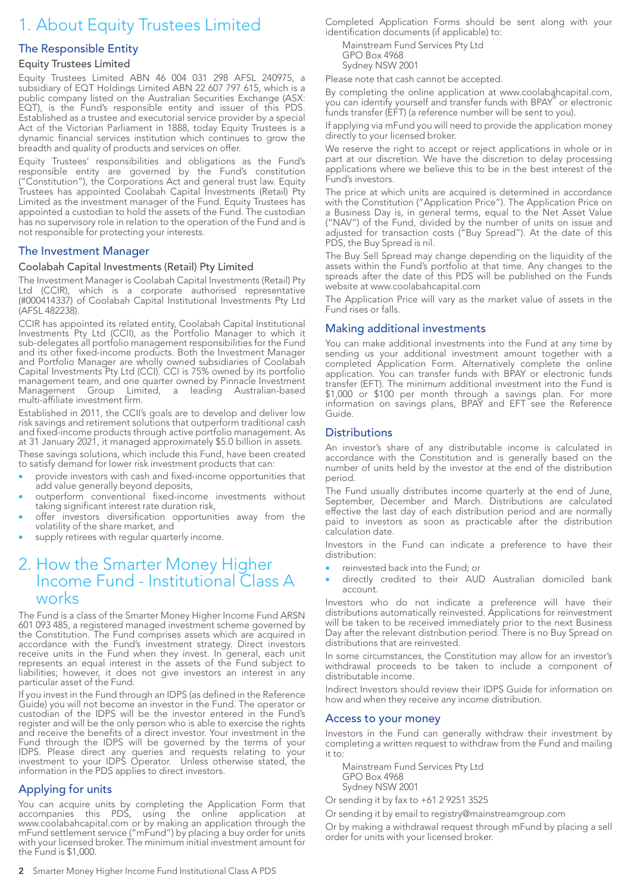# 1. About Equity Trustees Limited

## The Responsible Entity

### Equity Trustees Limited

Equity Trustees Limited ABN 46 004 031 298 AFSL 240975, a subsidiary of EQT Holdings Limited ABN 22 607 797 615, which is a public company listed on the Australian Securities Exchange (ASX: EQT), is the Fund's responsible entity and issuer of this PDS. Established as a trustee and executorial service provider by a special Act of the Victorian Parliament in 1888, today Equity Trustees is a dynamic financial services institution which continues to grow the breadth and quality of products and services on offer.

Equity Trustees' responsibilities and obligations as the Fund's responsible entity are governed by the Fund's constitution ("Constitution"), the Corporations Act and general trust law. Equity Trustees has appointed Coolabah Capital Investments (Retail) Pty Limited as the investment manager of the Fund. Equity Trustees has appointed a custodian to hold the assets of the Fund. The custodian has no supervisory role in relation to the operation of the Fund and is not responsible for protecting your interests.

## The Investment Manager

### Coolabah Capital Investments (Retail) Pty Limited

The Investment Manager is Coolabah Capital Investments (Retail) Pty Ltd (CCIR), which is a corporate authorised representative (#000414337) of Coolabah Capital Investments Pty Ltd (AFSL 482238).

CCIR has appointed its related entity, Coolabah Capital Institutional Investments Pty Ltd (CCII), as the Portfolio Manager to which it sub-delegates all portfolio management responsibilities for the Fund and its other fixed-income products. Both the Investment Manager and Portfolio Manager are wholly owned subsidiaries of Coolabah Capital Investments Pty Ltd (CCI). CCI is 75% owned by its portfolio management team, and one quarter owned by Pinnacle Investment Management Group Limited, a leading Australian-based multi-affiliate investment firm.

Established in 2011, the CCII's goals are to develop and deliver low risk savings and retirement solutions that outperform traditional cash and fixed-income products through active portfolio management. As at 31 January 2021, it managed approximately $5.0 billion in assets.

These savings solutions, which include this Fund, have been created to satisfy demand for lower risk investment products that can:

- provide investors with cash and fixed-income opportunities that add value generally beyond deposits,
- outperform conventional fixed-income investments without taking significant interest rate duration risk,
- offer investors diversification opportunities away from the volatility of the share market, and
- supply retirees with regular quarterly income.

# 2. How the Smarter Money Higher Income Fund - Institutional Class A works

The Fund is a class of the Smarter Money Higher Income Fund ARSN 601 093 485, a registered managed investment scheme governed by the Constitution. The Fund comprises assets which are acquired in accordance with the Fund's investment strategy. Direct investors receive units in the Fund when they invest. In general, each unit represents an equal interest in the assets of the Fund subject to liabilities; however, it does not give investors an interest in any particular asset of the Fund.

If you invest in the Fund through an IDPS (as defined in the Reference Guide) you will not become an investor in the Fund. The operator or custodian of the IDPS will be the investor entered in the Fund's register and will be the only person who is able to exercise the rights and receive the benefits of a direct investor. Your investment in the Fund through the IDPS will be governed by the terms of your IDPS. Please direct any queries and requests relating to your investment to your IDPS Operator. Unless otherwise stated, the information in the PDS applies to direct investors.

## Applying for units

You can acquire units by completing the Application Form that accompanies this PDS, using the online application at www.coolabahcapital.com or by making an application through the mFund settlement service ("mFund") by placing a buy order for units with your licensed broker. The minimum initial investment amount for the Fund is $1,000.

Completed Application Forms should be sent along with your identification documents (if applicable) to:

Mainstream Fund Services Pty Ltd
GPO Box 4968
Sydney NSW 2001

Please note that cash cannot be accepted.

By completing the online application at www.coolabahcapital.com, you can identify yourself and transfer funds with BPAY® or electronic funds transfer (EFT) (a reference number will be sent to you).

If applying via mFund you will need to provide the application money directly to your licensed broker.

We reserve the right to accept or reject applications in whole or in part at our discretion. We have the discretion to delay processing applications where we believe this to be in the best interest of the Fund's investors.

The price at which units are acquired is determined in accordance with the Constitution ("Application Price"). The Application Price on a Business Day is, in general terms, equal to the Net Asset Value ("NAV") of the Fund, divided by the number of units on issue and adjusted for transaction costs ("Buy Spread"). At the date of this PDS, the Buy Spread is nil.

The Buy Sell Spread may change depending on the liquidity of the assets within the Fund's portfolio at that time. Any changes to the spreads after the date of this PDS will be published on the Funds website at www.coolabahcapital.com

The Application Price will vary as the market value of assets in the Fund rises or falls.

## Making additional investments

You can make additional investments into the Fund at any time by sending us your additional investment amount together with a completed Application Form. Alternatively complete the online application. You can transfer funds with BPAY or electronic funds transfer (EFT). The minimum additional investment into the Fund is $1,000 or $100 per month through a savings plan. For more information on savings plans, BPAY and EFT see the Reference Guide.

## Distributions

An investor's share of any distributable income is calculated in accordance with the Constitution and is generally based on the number of units held by the investor at the end of the distribution period.

The Fund usually distributes income quarterly at the end of June, September, December and March. Distributions are calculated effective the last day of each distribution period and are normally paid to investors as soon as practicable after the distribution calculation date.

Investors in the Fund can indicate a preference to have their distribution:

- reinvested back into the Fund; or
- directly credited to their AUD Australian domiciled bank account.

Investors who do not indicate a preference will have their distributions automatically reinvested. Applications for reinvestment will be taken to be received immediately prior to the next Business Day after the relevant distribution period. There is no Buy Spread on distributions that are reinvested.

In some circumstances, the Constitution may allow for an investor's withdrawal proceeds to be taken to include a component of distributable income.

Indirect Investors should review their IDPS Guide for information on how and when they receive any income distribution.

## Access to your money

Investors in the Fund can generally withdraw their investment by completing a written request to withdraw from the Fund and mailing it to:

Mainstream Fund Services Pty Ltd
GPO Box 4968
Sydney NSW 2001

Or sending it by fax to +61 2 9251 3525

Or sending it by email to registry@mainstreamgroup.com

Or by making a withdrawal request through mFund by placing a sell order for units with your licensed broker.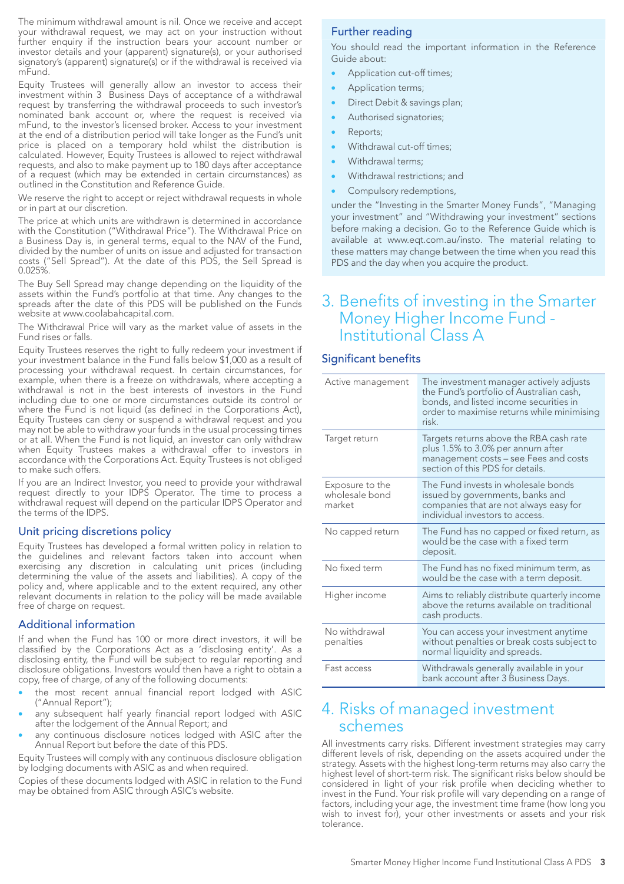The minimum withdrawal amount is nil. Once we receive and accept your withdrawal request, we may act on your instruction without further enquiry if the instruction bears your account number or investor details and your (apparent) signature(s), or your authorised signatory's (apparent) signature(s) or if the withdrawal is received via mFund.

Equity Trustees will generally allow an investor to access their investment within 3 Business Days of acceptance of a withdrawal request by transferring the withdrawal proceeds to such investor's nominated bank account or, where the request is received via mFund, to the investor's licensed broker. Access to your investment at the end of a distribution period will take longer as the Fund's unit price is placed on a temporary hold whilst the distribution is calculated. However, Equity Trustees is allowed to reject withdrawal requests, and also to make payment up to 180 days after acceptance of a request (which may be extended in certain circumstances) as outlined in the Constitution and Reference Guide.

We reserve the right to accept or reject withdrawal requests in whole or in part at our discretion.

The price at which units are withdrawn is determined in accordance with the Constitution ("Withdrawal Price"). The Withdrawal Price on a Business Day is, in general terms, equal to the NAV of the Fund, divided by the number of units on issue and adjusted for transaction costs ("Sell Spread"). At the date of this PDS, the Sell Spread is 0.025%.

The Buy Sell Spread may change depending on the liquidity of the assets within the Fund's portfolio at that time. Any changes to the spreads after the date of this PDS will be published on the Funds website at www.coolabahcapital.com.

The Withdrawal Price will vary as the market value of assets in the Fund rises or falls.

Equity Trustees reserves the right to fully redeem your investment if your investment balance in the Fund falls below $1,000 as a result of processing your withdrawal request. In certain circumstances, for example, when there is a freeze on withdrawals, where accepting a withdrawal is not in the best interests of investors in the Fund including due to one or more circumstances outside its control or where the Fund is not liquid (as defined in the Corporations Act), Equity Trustees can deny or suspend a withdrawal request and you may not be able to withdraw your funds in the usual processing times or at all. When the Fund is not liquid, an investor can only withdraw when Equity Trustees makes a withdrawal offer to investors in accordance with the Corporations Act. Equity Trustees is not obliged to make such offers.

If you are an Indirect Investor, you need to provide your withdrawal request directly to your IDPS Operator. The time to process a withdrawal request will depend on the particular IDPS Operator and the terms of the IDPS.

### Unit pricing discretions policy

Equity Trustees has developed a formal written policy in relation to the guidelines and relevant factors taken into account when exercising any discretion in calculating unit prices (including determining the value of the assets and liabilities). A copy of the policy and, where applicable and to the extent required, any other relevant documents in relation to the policy will be made available free of charge on request.

### Additional information

If and when the Fund has 100 or more direct investors, it will be classified by the Corporations Act as a 'disclosing entity'. As a disclosing entity, the Fund will be subject to regular reporting and disclosure obligations. Investors would then have a right to obtain a copy, free of charge, of any of the following documents:

- the most recent annual financial report lodged with ASIC ("Annual Report");
- any subsequent half yearly financial report lodged with ASIC after the lodgement of the Annual Report; and
- any continuous disclosure notices lodged with ASIC after the Annual Report but before the date of this PDS.

Equity Trustees will comply with any continuous disclosure obligation by lodging documents with ASIC as and when required.

Copies of these documents lodged with ASIC in relation to the Fund may be obtained from ASIC through ASIC's website.

### Further reading

You should read the important information in the Reference Guide about:

- Application cut-off times;
- Application terms;
- Direct Debit & savings plan;
- Authorised signatories;
- Reports;
- Withdrawal cut-off times;
- Withdrawal terms;
- Withdrawal restrictions; and
- Compulsory redemptions,

under the "Investing in the Smarter Money Funds", "Managing your investment" and "Withdrawing your investment" sections before making a decision. Go to the Reference Guide which is available at www.eqt.com.au/insto. The material relating to these matters may change between the time when you read this PDS and the day when you acquire the product.

## 3. Benefits of investing in the Smarter Money Higher Income Fund - Institutional Class A

### Significant benefits

| | |
|---|---|
| Active management | The investment manager actively adjusts the Fund's portfolio of Australian cash, bonds, and listed income securities in order to maximise returns while minimising risk. |
| Target return | Targets returns above the RBA cash rate plus 1.5% to 3.0% per annum after management costs – see Fees and costs section of this PDS for details. |
| Exposure to the wholesale bond market | The Fund invests in wholesale bonds issued by governments, banks and companies that are not always easy for individual investors to access. |
| No capped return | The Fund has no capped or fixed return, as would be the case with a fixed term deposit. |
| No fixed term | The Fund has no fixed minimum term, as would be the case with a term deposit. |
| Higher income | Aims to reliably distribute quarterly income above the returns available on traditional cash products. |
| No withdrawal penalties | You can access your investment anytime without penalties or break costs subject to normal liquidity and spreads. |
| Fast access | Withdrawals generally available in your bank account after 3 Business Days. |

## 4. Risks of managed investment schemes

All investments carry risks. Different investment strategies may carry different levels of risk, depending on the assets acquired under the strategy. Assets with the highest long-term returns may also carry the highest level of short-term risk. The significant risks below should be considered in light of your risk profile when deciding whether to invest in the Fund. Your risk profile will vary depending on a range of factors, including your age, the investment time frame (how long you wish to invest for), your other investments or assets and your risk tolerance.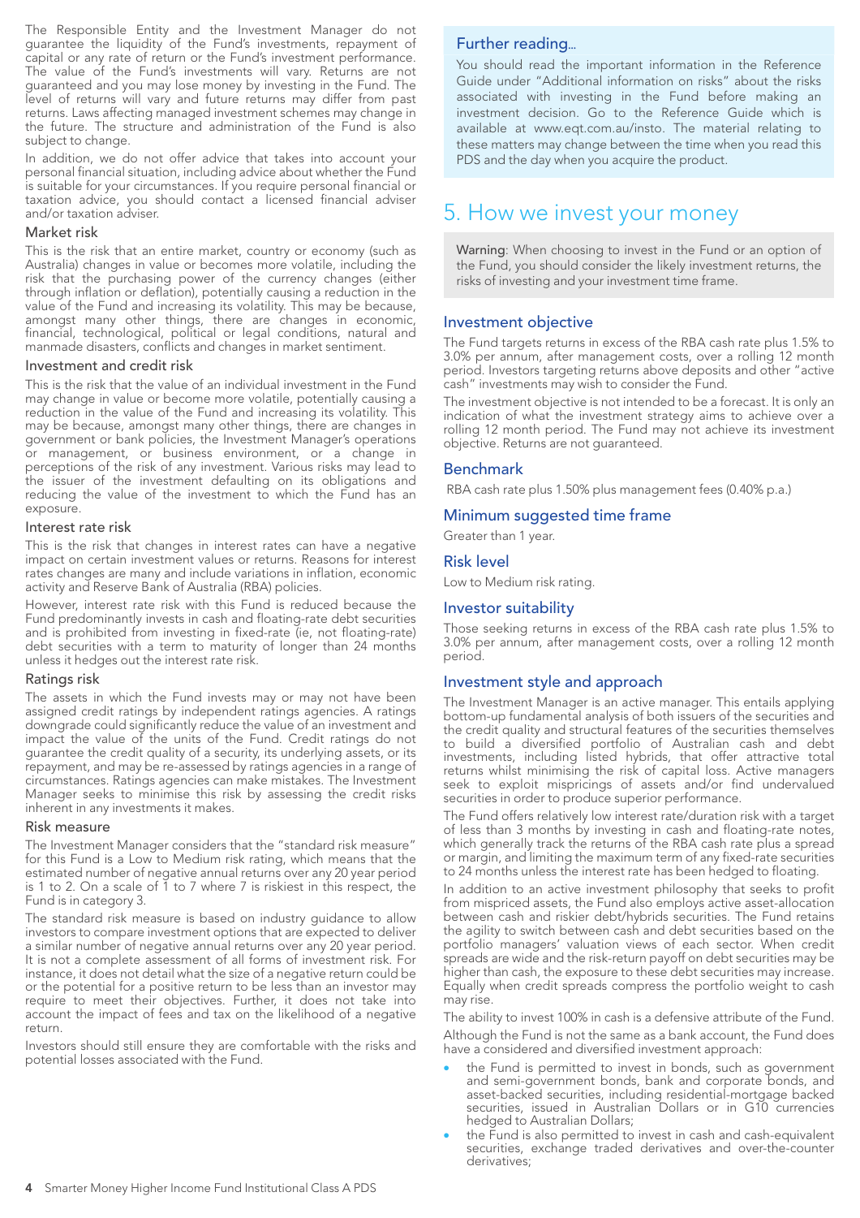The Responsible Entity and the Investment Manager do not guarantee the liquidity of the Fund's investments, repayment of capital or any rate of return or the Fund's investment performance. The value of the Fund's investments will vary. Returns are not guaranteed and you may lose money by investing in the Fund. The level of returns will vary and future returns may differ from past returns. Laws affecting managed investment schemes may change in the future. The structure and administration of the Fund is also subject to change.

In addition, we do not offer advice that takes into account your personal financial situation, including advice about whether the Fund is suitable for your circumstances. If you require personal financial or taxation advice, you should contact a licensed financial adviser and/or taxation adviser.

### Market risk

This is the risk that an entire market, country or economy (such as Australia) changes in value or becomes more volatile, including the risk that the purchasing power of the currency changes (either through inflation or deflation), potentially causing a reduction in the value of the Fund and increasing its volatility. This may be because, amongst many other things, there are changes in economic, financial, technological, political or legal conditions, natural and manmade disasters, conflicts and changes in market sentiment.

### Investment and credit risk

This is the risk that the value of an individual investment in the Fund may change in value or become more volatile, potentially causing a reduction in the value of the Fund and increasing its volatility. This may be because, amongst many other things, there are changes in government or bank policies, the Investment Manager's operations or management, or business environment, or a change in perceptions of the risk of any investment. Various risks may lead to the issuer of the investment defaulting on its obligations and reducing the value of the investment to which the Fund has an exposure.

### Interest rate risk

This is the risk that changes in interest rates can have a negative impact on certain investment values or returns. Reasons for interest rates changes are many and include variations in inflation, economic activity and Reserve Bank of Australia (RBA) policies.

However, interest rate risk with this Fund is reduced because the Fund predominantly invests in cash and floating-rate debt securities and is prohibited from investing in fixed-rate (ie, not floating-rate) debt securities with a term to maturity of longer than 24 months unless it hedges out the interest rate risk.

### Ratings risk

The assets in which the Fund invests may or may not have been assigned credit ratings by independent ratings agencies. A ratings downgrade could significantly reduce the value of an investment and impact the value of the units of the Fund. Credit ratings do not guarantee the credit quality of a security, its underlying assets, or its repayment, and may be re-assessed by ratings agencies in a range of circumstances. Ratings agencies can make mistakes. The Investment Manager seeks to minimise this risk by assessing the credit risks inherent in any investments it makes.

### Risk measure

The Investment Manager considers that the "standard risk measure" for this Fund is a Low to Medium risk rating, which means that the estimated number of negative annual returns over any 20 year period is 1 to 2. On a scale of 1 to 7 where 7 is riskiest in this respect, the Fund is in category 3.

The standard risk measure is based on industry guidance to allow investors to compare investment options that are expected to deliver a similar number of negative annual returns over any 20 year period. It is not a complete assessment of all forms of investment risk. For instance, it does not detail what the size of a negative return could be or the potential for a positive return to be less than an investor may require to meet their objectives. Further, it does not take into account the impact of fees and tax on the likelihood of a negative return.

Investors should still ensure they are comfortable with the risks and potential losses associated with the Fund.

> **Further reading...**
>
> You should read the important information in the Reference Guide under "Additional information on risks" about the risks associated with investing in the Fund before making an investment decision. Go to the Reference Guide which is available at www.eqt.com.au/insto. The material relating to these matters may change between the time when you read this PDS and the day when you acquire the product.

## 5. How we invest your money

> **Warning**: When choosing to invest in the Fund or an option of the Fund, you should consider the likely investment returns, the risks of investing and your investment time frame.

### Investment objective

The Fund targets returns in excess of the RBA cash rate plus 1.5% to 3.0% per annum, after management costs, over a rolling 12 month period. Investors targeting returns above deposits and other "active cash" investments may wish to consider the Fund.

The investment objective is not intended to be a forecast. It is only an indication of what the investment strategy aims to achieve over a rolling 12 month period. The Fund may not achieve its investment objective. Returns are not guaranteed.

### Benchmark

RBA cash rate plus 1.50% plus management fees (0.40% p.a.)

### Minimum suggested time frame

Greater than 1 year.

### Risk level

Low to Medium risk rating.

### Investor suitability

Those seeking returns in excess of the RBA cash rate plus 1.5% to 3.0% per annum, after management costs, over a rolling 12 month period.

### Investment style and approach

The Investment Manager is an active manager. This entails applying bottom-up fundamental analysis of both issuers of the securities and the credit quality and structural features of the securities themselves to build a diversified portfolio of Australian cash and debt investments, including listed hybrids, that offer attractive total returns whilst minimising the risk of capital loss. Active managers seek to exploit mispricings of assets and/or find undervalued securities in order to produce superior performance.

The Fund offers relatively low interest rate/duration risk with a target of less than 3 months by investing in cash and floating-rate notes, which generally track the returns of the RBA cash rate plus a spread or margin, and limiting the maximum term of any fixed-rate securities to 24 months unless the interest rate has been hedged to floating.

In addition to an active investment philosophy that seeks to profit from mispriced assets, the Fund also employs active asset-allocation between cash and riskier debt/hybrids securities. The Fund retains the agility to switch between cash and debt securities based on the portfolio managers' valuation views of each sector. When credit spreads are wide and the risk-return payoff on debt securities may be higher than cash, the exposure to these debt securities may increase. Equally when credit spreads compress the portfolio weight to cash may rise.

The ability to invest 100% in cash is a defensive attribute of the Fund.

Although the Fund is not the same as a bank account, the Fund does have a considered and diversified investment approach:

- the Fund is permitted to invest in bonds, such as government and semi-government bonds, bank and corporate bonds, and asset-backed securities, including residential-mortgage backed securities, issued in Australian Dollars or in G10 currencies hedged to Australian Dollars;
- the Fund is also permitted to invest in cash and cash-equivalent securities, exchange traded derivatives and over-the-counter derivatives;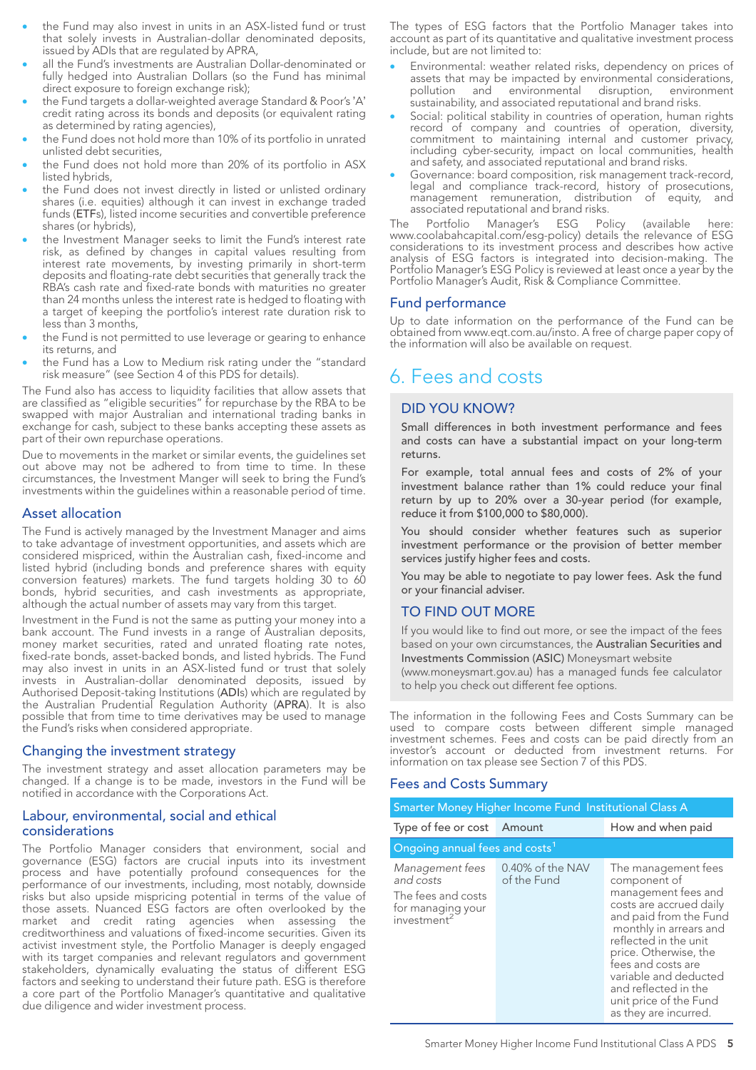- the Fund may also invest in units in an ASX-listed fund or trust that solely invests in Australian-dollar denominated deposits, issued by ADIs that are regulated by APRA,
- all the Fund's investments are Australian Dollar-denominated or fully hedged into Australian Dollars (so the Fund has minimal direct exposure to foreign exchange risk);
- the Fund targets a dollar-weighted average Standard & Poor's 'A' credit rating across its bonds and deposits (or equivalent rating as determined by rating agencies),
- the Fund does not hold more than 10% of its portfolio in unrated unlisted debt securities,
- the Fund does not hold more than 20% of its portfolio in ASX listed hybrids,
- the Fund does not invest directly in listed or unlisted ordinary shares (i.e. equities) although it can invest in exchange traded funds (**ETF**s), listed income securities and convertible preference shares (or hybrids),
- the Investment Manager seeks to limit the Fund's interest rate risk, as defined by changes in capital values resulting from interest rate movements, by investing primarily in short-term deposits and floating-rate debt securities that generally track the RBA's cash rate and fixed-rate bonds with maturities no greater than 24 months unless the interest rate is hedged to floating with a target of keeping the portfolio's interest rate duration risk to less than 3 months,
- the Fund is not permitted to use leverage or gearing to enhance its returns, and
- the Fund has a Low to Medium risk rating under the "standard risk measure" (see Section 4 of this PDS for details).

The Fund also has access to liquidity facilities that allow assets that are classified as "eligible securities" for repurchase by the RBA to be swapped with major Australian and international trading banks in exchange for cash, subject to these banks accepting these assets as part of their own repurchase operations.

Due to movements in the market or similar events, the guidelines set out above may not be adhered to from time to time. In these circumstances, the Investment Manger will seek to bring the Fund's investments within the guidelines within a reasonable period of time.

## Asset allocation

The Fund is actively managed by the Investment Manager and aims to take advantage of investment opportunities, and assets which are considered mispriced, within the Australian cash, fixed-income and listed hybrid (including bonds and preference shares with equity conversion features) markets. The fund targets holding 30 to 60 bonds, hybrid securities, and cash investments as appropriate, although the actual number of assets may vary from this target.

Investment in the Fund is not the same as putting your money into a bank account. The Fund invests in a range of Australian deposits, money market securities, rated and unrated floating rate notes, fixed-rate bonds, asset-backed bonds, and listed hybrids. The Fund may also invest in units in an ASX-listed fund or trust that solely invests in Australian-dollar denominated deposits, issued by Authorised Deposit-taking Institutions (**ADI**s) which are regulated by the Australian Prudential Regulation Authority (**APRA**). It is also possible that from time to time derivatives may be used to manage the Fund's risks when considered appropriate.

## Changing the investment strategy

The investment strategy and asset allocation parameters may be changed. If a change is to be made, investors in the Fund will be notified in accordance with the Corporations Act.

## Labour, environmental, social and ethical considerations

The Portfolio Manager considers that environment, social and governance (ESG) factors are crucial inputs into its investment process and have potentially profound consequences for the performance of our investments, including, most notably, downside risks but also upside mispricing potential in terms of the value of those assets. Nuanced ESG factors are often overlooked by the market and credit rating agencies when assessing the creditworthiness and valuations of fixed-income securities. Given its activist investment style, the Portfolio Manager is deeply engaged with its target companies and relevant regulators and government stakeholders, dynamically evaluating the status of different ESG factors and seeking to understand their future path. ESG is therefore a core part of the Portfolio Manager's quantitative and qualitative due diligence and wider investment process.

The types of ESG factors that the Portfolio Manager takes into account as part of its quantitative and qualitative investment process include, but are not limited to:

- Environmental: weather related risks, dependency on prices of assets that may be impacted by environmental considerations, pollution and environmental disruption, environment sustainability, and associated reputational and brand risks.
- Social: political stability in countries of operation, human rights record of company and countries of operation, diversity, commitment to maintaining internal and customer privacy, including cyber-security, impact on local communities, health and safety, and associated reputational and brand risks.
- Governance: board composition, risk management track-record, legal and compliance track-record, history of prosecutions, management remuneration, distribution of equity, and associated reputational and brand risks.

The Portfolio Manager's ESG Policy (available here: www.coolabahcapital.com/esg-policy) details the relevance of ESG considerations to its investment process and describes how active analysis of ESG factors is integrated into decision-making. The Portfolio Manager's ESG Policy is reviewed at least once a year by the Portfolio Manager's Audit, Risk & Compliance Committee.

## Fund performance

Up to date information on the performance of the Fund can be obtained from www.eqt.com.au/insto. A free of charge paper copy of the information will also be available on request.

# 6. Fees and costs

### DID YOU KNOW?

Small differences in both investment performance and fees and costs can have a substantial impact on your long-term returns.

For example, total annual fees and costs of 2% of your investment balance rather than 1% could reduce your final return by up to 20% over a 30-year period (for example, reduce it from $100,000 to $80,000).

You should consider whether features such as superior investment performance or the provision of better member services justify higher fees and costs.

You may be able to negotiate to pay lower fees. Ask the fund or your financial adviser.

### TO FIND OUT MORE

If you would like to find out more, or see the impact of the fees based on your own circumstances, the **Australian Securities and Investments Commission (ASIC)** Moneysmart website (www.moneysmart.gov.au) has a managed funds fee calculator to help you check out different fee options.

The information in the following Fees and Costs Summary can be used to compare costs between different simple managed investment schemes. Fees and costs can be paid directly from an investor's account or deducted from investment returns. For information on tax please see Section 7 of this PDS.

## Fees and Costs Summary

| Smarter Money Higher Income Fund Institutional Class A | | |
|---|---|---|
| Type of fee or cost | Amount | How and when paid |
| Ongoing annual fees and costs[1] | | |
| *Management fees and costs*<br>The fees and costs for managing your investment[2] | 0.40% of the NAV of the Fund | The management fees component of management fees and costs are accrued daily and paid from the Fund monthly in arrears and reflected in the unit price. Otherwise, the fees and costs are variable and deducted and reflected in the unit price of the Fund as they are incurred. |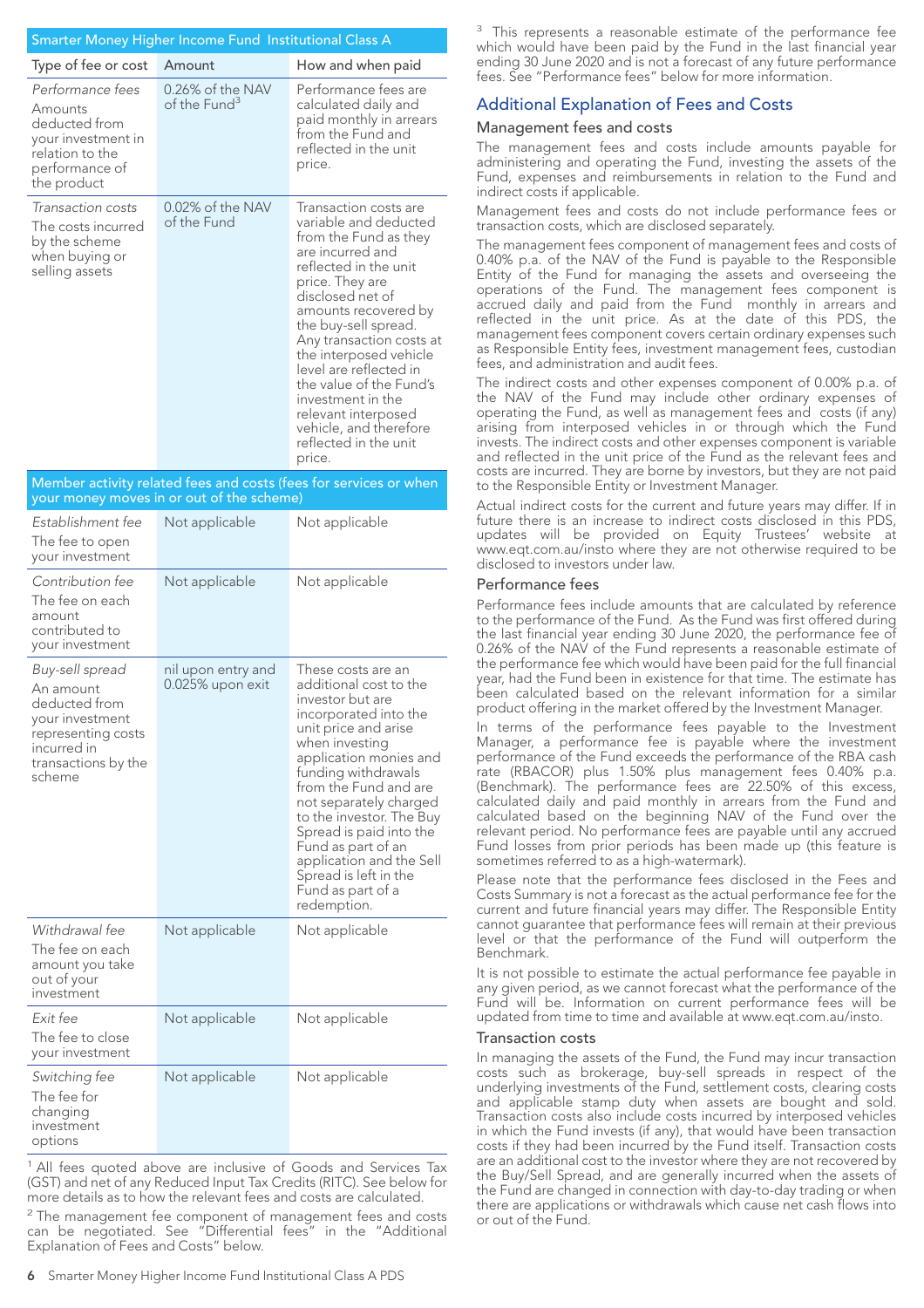| Smarter Money Higher Income Fund Institutional Class A | | |
|---|---|---|
| Type of fee or cost | Amount | How and when paid |
| *Performance fees* Amounts deducted from your investment in relation to the performance of the product | 0.26% of the NAV of the Fund[3] | Performance fees are calculated daily and paid monthly in arrears from the Fund and reflected in the unit price. |
| *Transaction costs* The costs incurred by the scheme when buying or selling assets | 0.02% of the NAV of the Fund | Transaction costs are variable and deducted from the Fund as they are incurred and reflected in the unit price. They are disclosed net of amounts recovered by the buy-sell spread. Any transaction costs at the interposed vehicle level are reflected in the value of the Fund's investment in the relevant interposed vehicle, and therefore reflected in the unit price. |
| **Member activity related fees and costs (fees for services or when your money moves in or out of the scheme)** | | |
| *Establishment fee* The fee to open your investment | Not applicable | Not applicable |
| *Contribution fee* The fee on each amount contributed to your investment | Not applicable | Not applicable |
| *Buy-sell spread* An amount deducted from your investment representing costs incurred in transactions by the scheme | nil upon entry and 0.025% upon exit | These costs are an additional cost to the investor but are incorporated into the unit price and arise when investing application monies and funding withdrawals from the Fund and are not separately charged to the investor. The Buy Spread is paid into the Fund as part of an application and the Sell Spread is left in the Fund as part of a redemption. |
| *Withdrawal fee* The fee on each amount you take out of your investment | Not applicable | Not applicable |
| *Exit fee* The fee to close your investment | Not applicable | Not applicable |
| *Switching fee* The fee for changing investment options | Not applicable | Not applicable |

[1] All fees quoted above are inclusive of Goods and Services Tax (GST) and net of any Reduced Input Tax Credits (RITC). See below for more details as to how the relevant fees and costs are calculated.

[2] The management fee component of management fees and costs can be negotiated. See "Differential fees" in the "Additional Explanation of Fees and Costs" below.

[3] This represents a reasonable estimate of the performance fee which would have been paid by the Fund in the last financial year ending 30 June 2020 and is not a forecast of any future performance fees. See "Performance fees" below for more information.

## Additional Explanation of Fees and Costs

### Management fees and costs

The management fees and costs include amounts payable for administering and operating the Fund, investing the assets of the Fund, expenses and reimbursements in relation to the Fund and indirect costs if applicable.

Management fees and costs do not include performance fees or transaction costs, which are disclosed separately.

The management fees component of management fees and costs of 0.40% p.a. of the NAV of the Fund is payable to the Responsible Entity of the Fund for managing the assets and overseeing the operations of the Fund. The management fees component is accrued daily and paid from the Fund monthly in arrears and reflected in the unit price. As at the date of this PDS, the management fees component covers certain ordinary expenses such as Responsible Entity fees, investment management fees, custodian fees, and administration and audit fees.

The indirect costs and other expenses component of 0.00% p.a. of the NAV of the Fund may include other ordinary expenses of operating the Fund, as well as management fees and costs (if any) arising from interposed vehicles in or through which the Fund invests. The indirect costs and other expenses component is variable and reflected in the unit price of the Fund as the relevant fees and costs are incurred. They are borne by investors, but they are not paid to the Responsible Entity or Investment Manager.

Actual indirect costs for the current and future years may differ. If in future there is an increase to indirect costs disclosed in this PDS, updates will be provided on Equity Trustees' website at www.eqt.com.au/insto where they are not otherwise required to be disclosed to investors under law.

### Performance fees

Performance fees include amounts that are calculated by reference to the performance of the Fund. As the Fund was first offered during the last financial year ending 30 June 2020, the performance fee of 0.26% of the NAV of the Fund represents a reasonable estimate of the performance fee which would have been paid for the full financial year, had the Fund been in existence for that time. The estimate has been calculated based on the relevant information for a similar product offering in the market offered by the Investment Manager.

In terms of the performance fees payable to the Investment Manager, a performance fee is payable where the investment performance of the Fund exceeds the performance of the RBA cash rate (RBACOR) plus 1.50% plus management fees 0.40% p.a. (Benchmark). The performance fees are 22.50% of this excess, calculated daily and paid monthly in arrears from the Fund and calculated based on the beginning NAV of the Fund over the relevant period. No performance fees are payable until any accrued Fund losses from prior periods has been made up (this feature is sometimes referred to as a high-watermark).

Please note that the performance fees disclosed in the Fees and Costs Summary is not a forecast as the actual performance fee for the current and future financial years may differ. The Responsible Entity cannot guarantee that performance fees will remain at their previous level or that the performance of the Fund will outperform the Benchmark.

It is not possible to estimate the actual performance fee payable in any given period, as we cannot forecast what the performance of the Fund will be. Information on current performance fees will be updated from time to time and available at www.eqt.com.au/insto.

### Transaction costs

In managing the assets of the Fund, the Fund may incur transaction costs such as brokerage, buy-sell spreads in respect of the underlying investments of the Fund, settlement costs, clearing costs and applicable stamp duty when assets are bought and sold. Transaction costs also include costs incurred by interposed vehicles in which the Fund invests (if any), that would have been transaction costs if they had been incurred by the Fund itself. Transaction costs are an additional cost to the investor where they are not recovered by the Buy/Sell Spread, and are generally incurred when the assets of the Fund are changed in connection with day-to-day trading or when there are applications or withdrawals which cause net cash flows into or out of the Fund.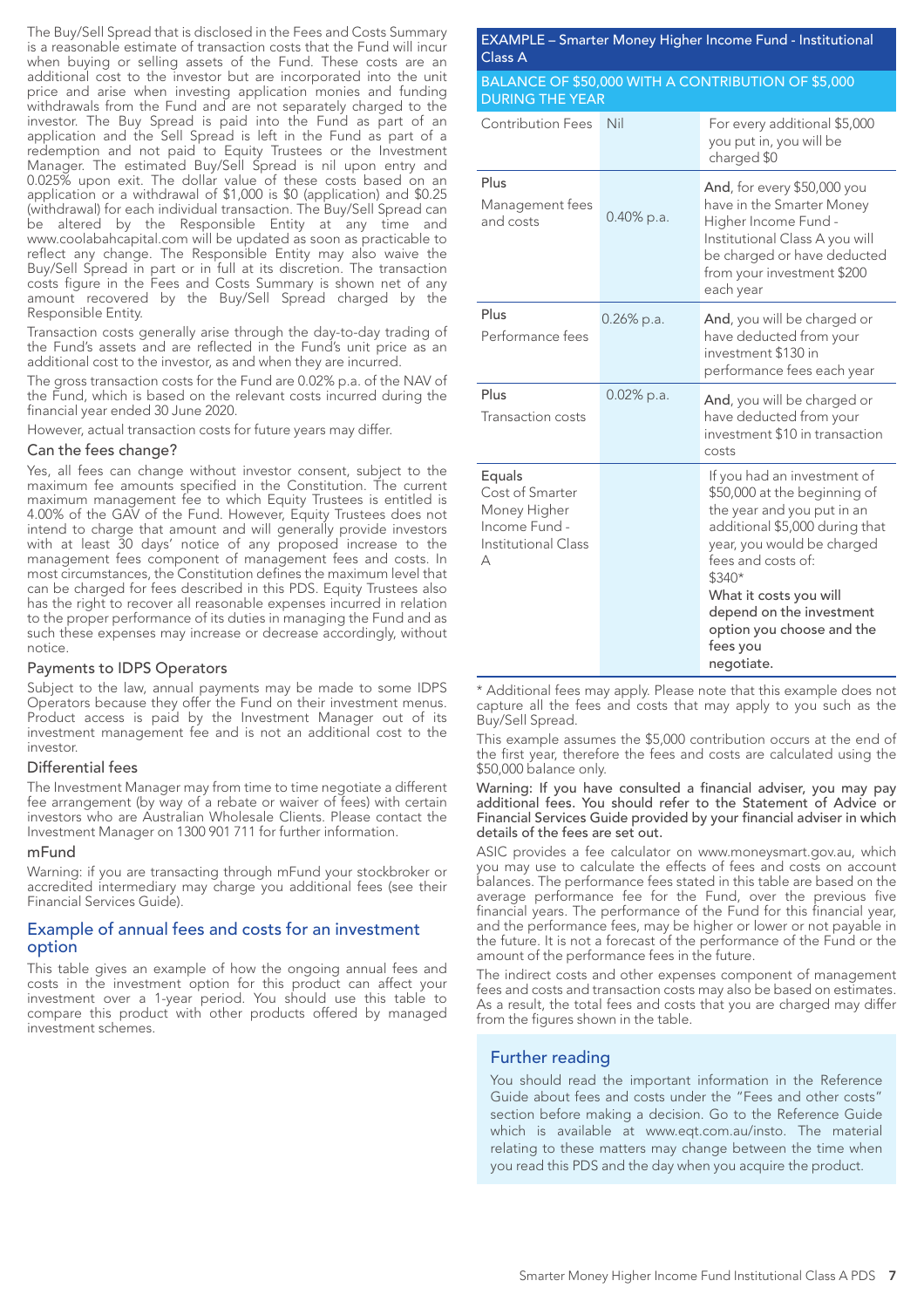The Buy/Sell Spread that is disclosed in the Fees and Costs Summary is a reasonable estimate of transaction costs that the Fund will incur when buying or selling assets of the Fund. These costs are an additional cost to the investor but are incorporated into the unit price and arise when investing application monies and funding withdrawals from the Fund and are not separately charged to the investor. The Buy Spread is paid into the Fund as part of an application and the Sell Spread is left in the Fund as part of a redemption and not paid to Equity Trustees or the Investment Manager. The estimated Buy/Sell Spread is nil upon entry and 0.025% upon exit. The dollar value of these costs based on an application or a withdrawal of $1,000 is $0 (application) and $0.25 (withdrawal) for each individual transaction. The Buy/Sell Spread can be altered by the Responsible Entity at any time and www.coolabahcapital.com will be updated as soon as practicable to reflect any change. The Responsible Entity may also waive the Buy/Sell Spread in part or in full at its discretion. The transaction costs figure in the Fees and Costs Summary is shown net of any amount recovered by the Buy/Sell Spread charged by the Responsible Entity.

Transaction costs generally arise through the day-to-day trading of the Fund's assets and are reflected in the Fund's unit price as an additional cost to the investor, as and when they are incurred.

The gross transaction costs for the Fund are 0.02% p.a. of the NAV of the Fund, which is based on the relevant costs incurred during the financial year ended 30 June 2020.

However, actual transaction costs for future years may differ.

### Can the fees change?

Yes, all fees can change without investor consent, subject to the maximum fee amounts specified in the Constitution. The current maximum management fee to which Equity Trustees is entitled is 4.00% of the GAV of the Fund. However, Equity Trustees does not intend to charge that amount and will generally provide investors with at least 30 days' notice of any proposed increase to the management fees component of management fees and costs. In most circumstances, the Constitution defines the maximum level that can be charged for fees described in this PDS. Equity Trustees also has the right to recover all reasonable expenses incurred in relation to the proper performance of its duties in managing the Fund and as such these expenses may increase or decrease accordingly, without notice.

### Payments to IDPS Operators

Subject to the law, annual payments may be made to some IDPS Operators because they offer the Fund on their investment menus. Product access is paid by the Investment Manager out of its investment management fee and is not an additional cost to the investor.

### Differential fees

The Investment Manager may from time to time negotiate a different fee arrangement (by way of a rebate or waiver of fees) with certain investors who are Australian Wholesale Clients. Please contact the Investment Manager on 1300 901 711 for further information.

### mFund

Warning: if you are transacting through mFund your stockbroker or accredited intermediary may charge you additional fees (see their Financial Services Guide).

## Example of annual fees and costs for an investment option

This table gives an example of how the ongoing annual fees and costs in the investment option for this product can affect your investment over a 1-year period. You should use this table to compare this product with other products offered by managed investment schemes.

| EXAMPLE – Smarter Money Higher Income Fund - Institutional Class A | | |
|---|---|---|
| BALANCE OF $50,000 WITH A CONTRIBUTION OF $5,000 DURING THE YEAR | | |
| Contribution Fees | Nil | For every additional $5,000 you put in, you will be charged $0 |
| Plus<br>Management fees and costs | 0.40% p.a. | **And**, for every $50,000 you have in the Smarter Money Higher Income Fund - Institutional Class A you will be charged or have deducted from your investment $200 each year |
| Plus<br>Performance fees | 0.26% p.a. | **And**, you will be charged or have deducted from your investment $130 in performance fees each year |
| Plus<br>Transaction costs | 0.02% p.a. | **And**, you will be charged or have deducted from your investment $10 in transaction costs |
| Equals<br>Cost of Smarter Money Higher Income Fund - Institutional Class A | | If you had an investment of $50,000 at the beginning of the year and you put in an additional $5,000 during that year, you would be charged fees and costs of: $340*<br>**What it costs you will depend on the investment option you choose and the fees you negotiate.** |

* Additional fees may apply. Please note that this example does not capture all the fees and costs that may apply to you such as the Buy/Sell Spread.

This example assumes the $5,000 contribution occurs at the end of the first year, therefore the fees and costs are calculated using the $50,000 balance only.

**Warning: If you have consulted a financial adviser, you may pay additional fees. You should refer to the Statement of Advice or Financial Services Guide provided by your financial adviser in which details of the fees are set out.**

ASIC provides a fee calculator on www.moneysmart.gov.au, which you may use to calculate the effects of fees and costs on account balances. The performance fees stated in this table are based on the average performance fee for the Fund, over the previous five financial years. The performance of the Fund for this financial year, and the performance fees, may be higher or lower or not payable in the future. It is not a forecast of the performance of the Fund or the amount of the performance fees in the future.

The indirect costs and other expenses component of management fees and costs and transaction costs may also be based on estimates. As a result, the total fees and costs that you are charged may differ from the figures shown in the table.

## Further reading

You should read the important information in the Reference Guide about fees and costs under the "Fees and other costs" section before making a decision. Go to the Reference Guide which is available at www.eqt.com.au/insto. The material relating to these matters may change between the time when you read this PDS and the day when you acquire the product.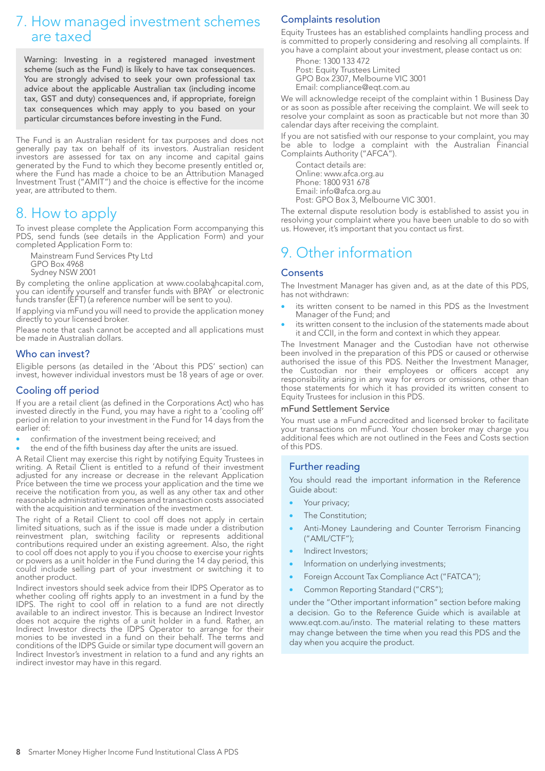# 7. How managed investment schemes are taxed

Warning: Investing in a registered managed investment scheme (such as the Fund) is likely to have tax consequences. You are strongly advised to seek your own professional tax advice about the applicable Australian tax (including income tax, GST and duty) consequences and, if appropriate, foreign tax consequences which may apply to you based on your particular circumstances before investing in the Fund.

The Fund is an Australian resident for tax purposes and does not generally pay tax on behalf of its investors. Australian resident investors are assessed for tax on any income and capital gains generated by the Fund to which they become presently entitled or, where the Fund has made a choice to be an Attribution Managed Investment Trust ("AMIT") and the choice is effective for the income year, are attributed to them.

# 8. How to apply

To invest please complete the Application Form accompanying this PDS, send funds (see details in the Application Form) and your completed Application Form to:

Mainstream Fund Services Pty Ltd
GPO Box 4968
Sydney NSW 2001

By completing the online application at www.coolabahcapital.com, you can identify yourself and transfer funds with BPAY® or electronic funds transfer (EFT) (a reference number will be sent to you).

If applying via mFund you will need to provide the application money directly to your licensed broker.

Please note that cash cannot be accepted and all applications must be made in Australian dollars.

## Who can invest?

Eligible persons (as detailed in the 'About this PDS' section) can invest, however individual investors must be 18 years of age or over.

## Cooling off period

If you are a retail client (as defined in the Corporations Act) who has invested directly in the Fund, you may have a right to a 'cooling off' period in relation to your investment in the Fund for 14 days from the earlier of:

- confirmation of the investment being received; and
- the end of the fifth business day after the units are issued.

A Retail Client may exercise this right by notifying Equity Trustees in writing. A Retail Client is entitled to a refund of their investment adjusted for any increase or decrease in the relevant Application Price between the time we process your application and the time we receive the notification from you, as well as any other tax and other reasonable administrative expenses and transaction costs associated with the acquisition and termination of the investment.

The right of a Retail Client to cool off does not apply in certain limited situations, such as if the issue is made under a distribution reinvestment plan, switching facility or represents additional contributions required under an existing agreement. Also, the right to cool off does not apply to you if you choose to exercise your rights or powers as a unit holder in the Fund during the 14 day period, this could include selling part of your investment or switching it to another product.

Indirect investors should seek advice from their IDPS Operator as to whether cooling off rights apply to an investment in a fund by the IDPS. The right to cool off in relation to a fund are not directly available to an indirect investor. This is because an Indirect Investor does not acquire the rights of a unit holder in a fund. Rather, an Indirect Investor directs the IDPS Operator to arrange for their monies to be invested in a fund on their behalf. The terms and conditions of the IDPS Guide or similar type document will govern an Indirect Investor's investment in relation to a fund and any rights an indirect investor may have in this regard.

## Complaints resolution

Equity Trustees has an established complaints handling process and is committed to properly considering and resolving all complaints. If you have a complaint about your investment, please contact us on:

Phone: 1300 133 472
Post: Equity Trustees Limited
GPO Box 2307, Melbourne VIC 3001
Email: compliance@eqt.com.au

We will acknowledge receipt of the complaint within 1 Business Day or as soon as possible after receiving the complaint. We will seek to resolve your complaint as soon as practicable but not more than 30 calendar days after receiving the complaint.

If you are not satisfied with our response to your complaint, you may be able to lodge a complaint with the Australian Financial Complaints Authority ("AFCA").

Contact details are:
Online: www.afca.org.au
Phone: 1800 931 678
Email: info@afca.org.au
Post: GPO Box 3, Melbourne VIC 3001.

The external dispute resolution body is established to assist you in resolving your complaint where you have been unable to do so with us. However, it's important that you contact us first.

# 9. Other information

## Consents

The Investment Manager has given and, as at the date of this PDS, has not withdrawn:

- its written consent to be named in this PDS as the Investment Manager of the Fund; and
- its written consent to the inclusion of the statements made about it and CCII, in the form and context in which they appear.

The Investment Manager and the Custodian have not otherwise been involved in the preparation of this PDS or caused or otherwise authorised the issue of this PDS. Neither the Investment Manager, the Custodian nor their employees or officers accept any responsibility arising in any way for errors or omissions, other than those statements for which it has provided its written consent to Equity Trustees for inclusion in this PDS.

### mFund Settlement Service

You must use a mFund accredited and licensed broker to facilitate your transactions on mFund. Your chosen broker may charge you additional fees which are not outlined in the Fees and Costs section of this PDS.

## Further reading

You should read the important information in the Reference Guide about:

- Your privacy;
- The Constitution;
- Anti-Money Laundering and Counter Terrorism Financing ("AML/CTF");
- Indirect Investors;
- Information on underlying investments;
- Foreign Account Tax Compliance Act ("FATCA");
- Common Reporting Standard ("CRS");

under the "Other important information" section before making a decision. Go to the Reference Guide which is available at www.eqt.com.au/insto. The material relating to these matters may change between the time when you read this PDS and the day when you acquire the product.